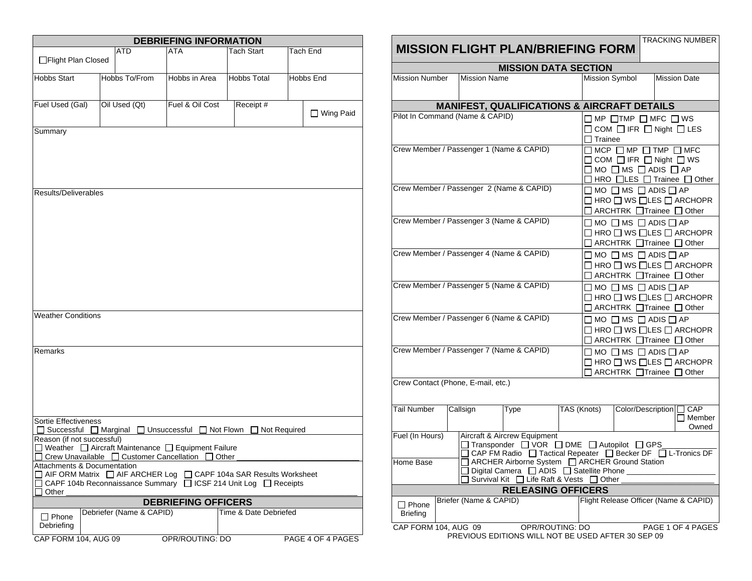## DEBRIEFING INFORMATION

| ☐ Flight Plan Closed | ATD | ATA | Tach Start | Tach End |
|---|---|---|---|---|
| | | | | |

| Hobbs Start | Hobbs To/From | Hobbs in Area | Hobbs Total | Hobbs End |
|---|---|---|---|---|
| | | | | |

| Fuel Used (Gal) | Oil Used (Qt) | Fuel & Oil Cost | Receipt # | ☐ Wing Paid |
|---|---|---|---|---|
| | | | | |

Summary

Results/Deliverables

Weather Conditions

Remarks

Sortie Effectiveness
☐ Successful ☐ Marginal ☐ Unsuccessful ☐ Not Flown ☐ Not Required

Reason (if not successful)
☐ Weather ☐ Aircraft Maintenance ☐ Equipment Failure
☐ Crew Unavailable ☐ Customer Cancellation ☐ Other ______________________

Attachments & Documentation
☐ AIF ORM Matrix ☐ AIF ARCHER Log ☐ CAPF 104a SAR Results Worksheet
☐ CAPF 104b Reconnaissance Summary ☐ ICSF 214 Unit Log ☐ Receipts
☐ Other ______________________

## DEBRIEFING OFFICERS

| ☐ Phone Debriefing | Debriefer (Name & CAPID) | Time & Date Debriefed |
|---|---|---|
| | | |

CAP FORM 104, AUG 09 OPR/ROUTING: DO

# MISSION FLIGHT PLAN/BRIEFING FORM

TRACKING NUMBER

## MISSION DATA SECTION

| Mission Number | Mission Name | Mission Symbol | Mission Date |
|---|---|---|---|
| | | | |

## MANIFEST, QUALIFICATIONS & AIRCRAFT DETAILS

| Name & CAPID | Qualifications |
|---|---|
| Pilot In Command (Name & CAPID) | ☐ MP ☐ TMP ☐ MFC ☐ WS ☐ COM ☐ IFR ☐ Night ☐ LES ☐ Trainee |
| Crew Member / Passenger 1 (Name & CAPID) | ☐ MCP ☐ MP ☐ TMP ☐ MFC ☐ COM ☐ IFR ☐ Night ☐ WS ☐ MO ☐ MS ☐ ADIS ☐ AP ☐ HRO ☐ LES ☐ Trainee ☐ Other |
| Crew Member / Passenger 2 (Name & CAPID) | ☐ MO ☐ MS ☐ ADIS ☐ AP ☐ HRO ☐ WS ☐ LES ☐ ARCHOPR ☐ ARCHTRK ☐ Trainee ☐ Other |
| Crew Member / Passenger 3 (Name & CAPID) | ☐ MO ☐ MS ☐ ADIS ☐ AP ☐ HRO ☐ WS ☐ LES ☐ ARCHOPR ☐ ARCHTRK ☐ Trainee ☐ Other |
| Crew Member / Passenger 4 (Name & CAPID) | ☐ MO ☐ MS ☐ ADIS ☐ AP ☐ HRO ☐ WS ☐ LES ☐ ARCHOPR ☐ ARCHTRK ☐ Trainee ☐ Other |
| Crew Member / Passenger 5 (Name & CAPID) | ☐ MO ☐ MS ☐ ADIS ☐ AP ☐ HRO ☐ WS ☐ LES ☐ ARCHOPR ☐ ARCHTRK ☐ Trainee ☐ Other |
| Crew Member / Passenger 6 (Name & CAPID) | ☐ MO ☐ MS ☐ ADIS ☐ AP ☐ HRO ☐ WS ☐ LES ☐ ARCHOPR ☐ ARCHTRK ☐ Trainee ☐ Other |
| Crew Member / Passenger 7 (Name & CAPID) | ☐ MO ☐ MS ☐ ADIS ☐ AP ☐ HRO ☐ WS ☐ LES ☐ ARCHOPR ☐ ARCHTRK ☐ Trainee ☐ Other |

Crew Contact (Phone, E-mail, etc.)

| Tail Number | Callsign | Type | TAS (Knots) | Color/Description | ☐ CAP ☐ Member Owned |
|---|---|---|---|---|---|
| | | | | | |

| Fuel (In Hours) | Aircraft & Aircrew Equipment |
|---|---|
| | ☐ Transponder ☐ VOR ☐ DME ☐ Autopilot ☐ GPS____________ ☐ CAP FM Radio ☐ Tactical Repeater ☐ Becker DF ☐ L-Tronics DF |
| Home Base | ☐ ARCHER Airborne System ☐ ARCHER Ground Station ☐ Digital Camera ☐ ADIS ☐ Satellite Phone ____________ ☐ Survival Kit ☐ Life Raft & Vests ☐ Other ____________ |

## RELEASING OFFICERS

| ☐ Phone Briefing | Briefer (Name & CAPID) | Flight Release Officer (Name & CAPID) |
|---|---|---|
| | | |

CAP FORM 104, AUG 09 OPR/ROUTING: DO

PREVIOUS EDITIONS WILL NOT BE USED AFTER 30 SEP 09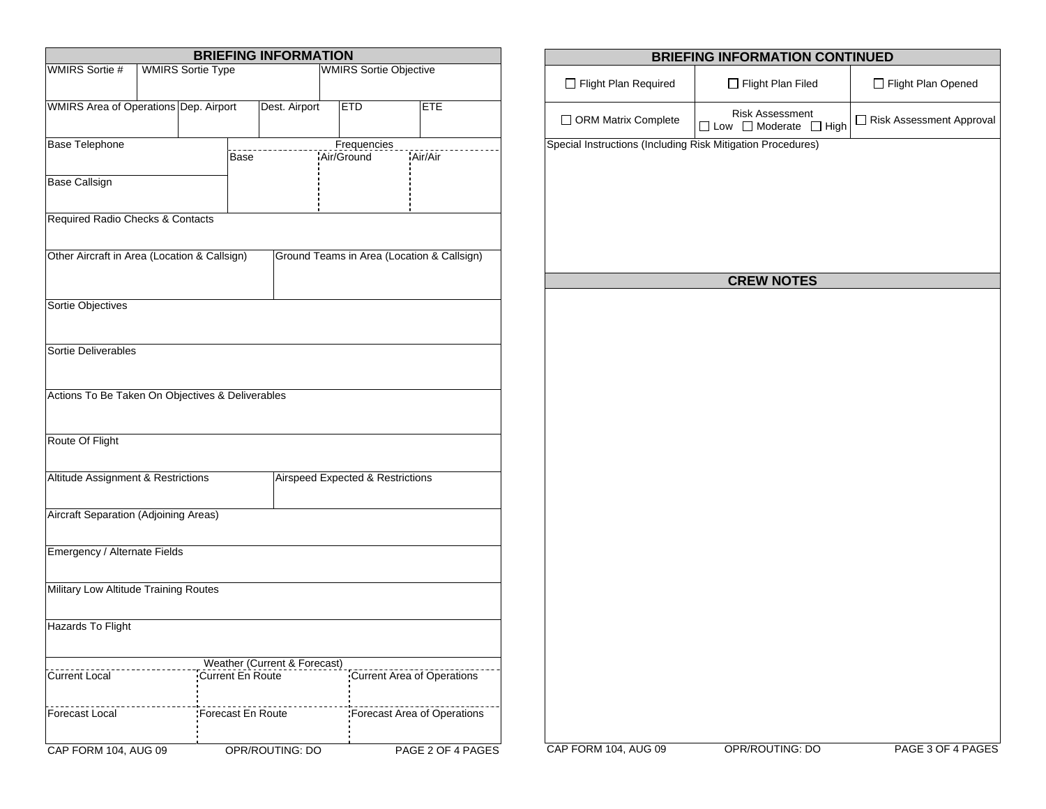## BRIEFING INFORMATION

| WMIRS Sortie # | WMIRS Sortie Type | WMIRS Sortie Objective |
|---|---|---|
| | | |

| WMIRS Area of Operations | Dep. Airport | Dest. Airport | ETD | ETE |
|---|---|---|---|---|
| | | | | |

| Base Telephone | Frequencies | | |
|---|---|---|---|
| | Base | Air/Ground | Air/Air |
| Base Callsign | | | |

Required Radio Checks & Contacts

| Other Aircraft in Area (Location & Callsign) | Ground Teams in Area (Location & Callsign) |
|---|---|
| | |

Sortie Objectives

Sortie Deliverables

Actions To Be Taken On Objectives & Deliverables

Route Of Flight

| Altitude Assignment & Restrictions | Airspeed Expected & Restrictions |
|---|---|
| | |

Aircraft Separation (Adjoining Areas)

Emergency / Alternate Fields

Military Low Altitude Training Routes

Hazards To Flight

| Weather (Current & Forecast) | | |
|---|---|---|
| Current Local | Current En Route | Current Area of Operations |
| Forecast Local | Forecast En Route | Forecast Area of Operations |

CAP FORM 104, AUG 09 OPR/ROUTING: DO

## BRIEFING INFORMATION CONTINUED

| ☐ Flight Plan Required | ☐ Flight Plan Filed | ☐ Flight Plan Opened |
|---|---|---|
| ☐ ORM Matrix Complete | Risk Assessment ☐ Low ☐ Moderate ☐ High | ☐ Risk Assessment Approval |

Special Instructions (Including Risk Mitigation Procedures)

## CREW NOTES

CAP FORM 104, AUG 09 OPR/ROUTING: DO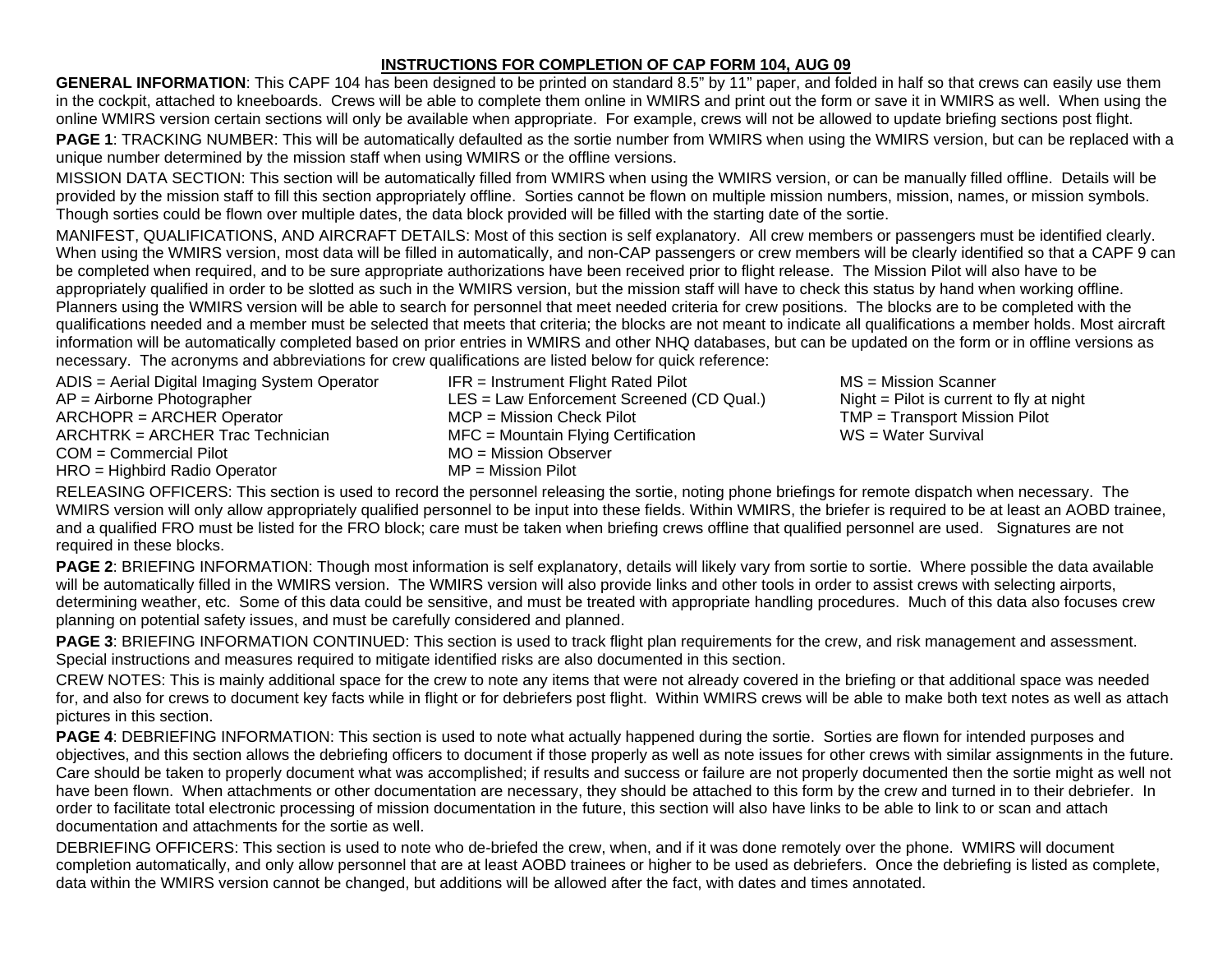## INSTRUCTIONS FOR COMPLETION OF CAP FORM 104, AUG 09

**GENERAL INFORMATION**: This CAPF 104 has been designed to be printed on standard 8.5" by 11" paper, and folded in half so that crews can easily use them in the cockpit, attached to kneeboards. Crews will be able to complete them online in WMIRS and print out the form or save it in WMIRS as well. When using the online WMIRS version certain sections will only be available when appropriate. For example, crews will not be allowed to update briefing sections post flight.

**PAGE 1**: TRACKING NUMBER: This will be automatically defaulted as the sortie number from WMIRS when using the WMIRS version, but can be replaced with a unique number determined by the mission staff when using WMIRS or the offline versions.

MISSION DATA SECTION: This section will be automatically filled from WMIRS when using the WMIRS version, or can be manually filled offline. Details will be provided by the mission staff to fill this section appropriately offline. Sorties cannot be flown on multiple mission numbers, mission, names, or mission symbols. Though sorties could be flown over multiple dates, the data block provided will be filled with the starting date of the sortie.

MANIFEST, QUALIFICATIONS, AND AIRCRAFT DETAILS: Most of this section is self explanatory. All crew members or passengers must be identified clearly. When using the WMIRS version, most data will be filled in automatically, and non-CAP passengers or crew members will be clearly identified so that a CAPF 9 can be completed when required, and to be sure appropriate authorizations have been received prior to flight release. The Mission Pilot will also have to be appropriately qualified in order to be slotted as such in the WMIRS version, but the mission staff will have to check this status by hand when working offline. Planners using the WMIRS version will be able to search for personnel that meet needed criteria for crew positions. The blocks are to be completed with the qualifications needed and a member must be selected that meets that criteria; the blocks are not meant to indicate all qualifications a member holds. Most aircraft information will be automatically completed based on prior entries in WMIRS and other NHQ databases, but can be updated on the form or in offline versions as necessary. The acronyms and abbreviations for crew qualifications are listed below for quick reference:

- ADIS = Aerial Digital Imaging System Operator
- AP = Airborne Photographer
- ARCHOPR = ARCHER Operator
- ARCHTRK = ARCHER Trac Technician
- COM = Commercial Pilot
- HRO = Highbird Radio Operator
- IFR = Instrument Flight Rated Pilot
- LES = Law Enforcement Screened (CD Qual.)
- MCP = Mission Check Pilot
- MFC = Mountain Flying Certification
- MO = Mission Observer
- MP = Mission Pilot
- MS = Mission Scanner
- Night = Pilot is current to fly at night
- TMP = Transport Mission Pilot
- WS = Water Survival

RELEASING OFFICERS: This section is used to record the personnel releasing the sortie, noting phone briefings for remote dispatch when necessary. The WMIRS version will only allow appropriately qualified personnel to be input into these fields. Within WMIRS, the briefer is required to be at least an AOBD trainee, and a qualified FRO must be listed for the FRO block; care must be taken when briefing crews offline that qualified personnel are used. Signatures are not required in these blocks.

**PAGE 2**: BRIEFING INFORMATION: Though most information is self explanatory, details will likely vary from sortie to sortie. Where possible the data available will be automatically filled in the WMIRS version. The WMIRS version will also provide links and other tools in order to assist crews with selecting airports, determining weather, etc. Some of this data could be sensitive, and must be treated with appropriate handling procedures. Much of this data also focuses crew planning on potential safety issues, and must be carefully considered and planned.

**PAGE 3**: BRIEFING INFORMATION CONTINUED: This section is used to track flight plan requirements for the crew, and risk management and assessment. Special instructions and measures required to mitigate identified risks are also documented in this section.

CREW NOTES: This is mainly additional space for the crew to note any items that were not already covered in the briefing or that additional space was needed for, and also for crews to document key facts while in flight or for debriefers post flight. Within WMIRS crews will be able to make both text notes as well as attach pictures in this section.

**PAGE 4**: DEBRIEFING INFORMATION: This section is used to note what actually happened during the sortie. Sorties are flown for intended purposes and objectives, and this section allows the debriefing officers to document if those properly as well as note issues for other crews with similar assignments in the future. Care should be taken to properly document what was accomplished; if results and success or failure are not properly documented then the sortie might as well not have been flown. When attachments or other documentation are necessary, they should be attached to this form by the crew and turned in to their debriefer. In order to facilitate total electronic processing of mission documentation in the future, this section will also have links to be able to link to or scan and attach documentation and attachments for the sortie as well.

DEBRIEFING OFFICERS: This section is used to note who de-briefed the crew, when, and if it was done remotely over the phone. WMIRS will document completion automatically, and only allow personnel that are at least AOBD trainees or higher to be used as debriefers. Once the debriefing is listed as complete, data within the WMIRS version cannot be changed, but additions will be allowed after the fact, with dates and times annotated.